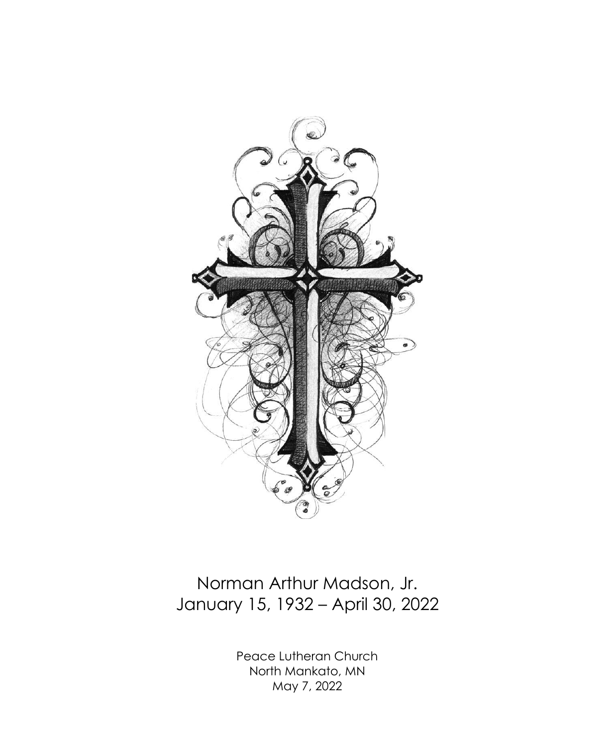# Norman Arthur Madson, Jr.

January 15, 1932 – April 30, 2022

Peace Lutheran Church
North Mankato, MN
May 7, 2022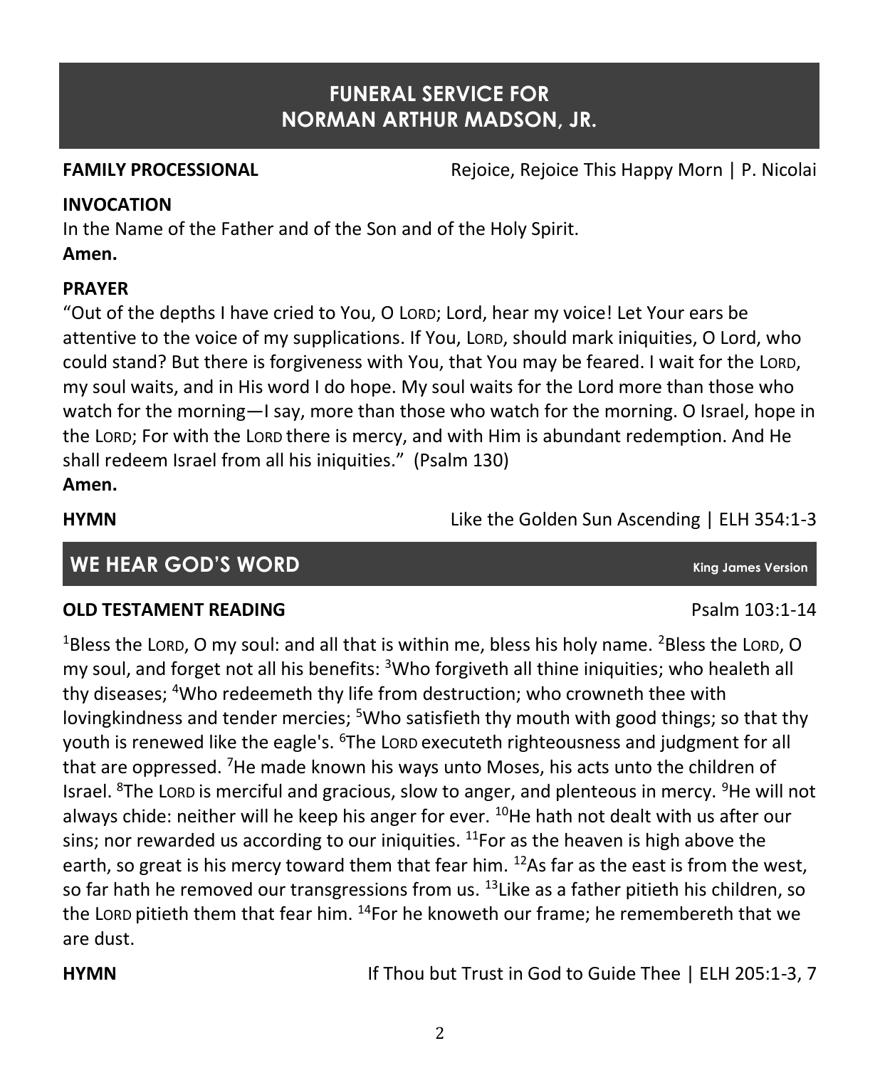# FUNERAL SERVICE FOR NORMAN ARTHUR MADSON, JR.

**FAMILY PROCESSIONAL** Rejoice, Rejoice This Happy Morn | P. Nicolai

**INVOCATION**

In the Name of the Father and of the Son and of the Holy Spirit.
**Amen.**

**PRAYER**

"Out of the depths I have cried to You, O LORD; Lord, hear my voice! Let Your ears be attentive to the voice of my supplications. If You, LORD, should mark iniquities, O Lord, who could stand? But there is forgiveness with You, that You may be feared. I wait for the LORD, my soul waits, and in His word I do hope. My soul waits for the Lord more than those who watch for the morning—I say, more than those who watch for the morning. O Israel, hope in the LORD; For with the LORD there is mercy, and with Him is abundant redemption. And He shall redeem Israel from all his iniquities." (Psalm 130)
**Amen.**

**HYMN** Like the Golden Sun Ascending | ELH 354:1-3

## WE HEAR GOD'S WORD

King James Version

**OLD TESTAMENT READING** Psalm 103:1-14

[1]Bless the LORD, O my soul: and all that is within me, bless his holy name. [2]Bless the LORD, O my soul, and forget not all his benefits: [3]Who forgiveth all thine iniquities; who healeth all thy diseases; [4]Who redeemeth thy life from destruction; who crowneth thee with lovingkindness and tender mercies; [5]Who satisfieth thy mouth with good things; so that thy youth is renewed like the eagle's. [6]The LORD executeth righteousness and judgment for all that are oppressed. [7]He made known his ways unto Moses, his acts unto the children of Israel. [8]The LORD is merciful and gracious, slow to anger, and plenteous in mercy. [9]He will not always chide: neither will he keep his anger for ever. [10]He hath not dealt with us after our sins; nor rewarded us according to our iniquities. [11]For as the heaven is high above the earth, so great is his mercy toward them that fear him. [12]As far as the east is from the west, so far hath he removed our transgressions from us. [13]Like as a father pitieth his children, so the LORD pitieth them that fear him. [14]For he knoweth our frame; he remembereth that we are dust.

**HYMN** If Thou but Trust in God to Guide Thee | ELH 205:1-3, 7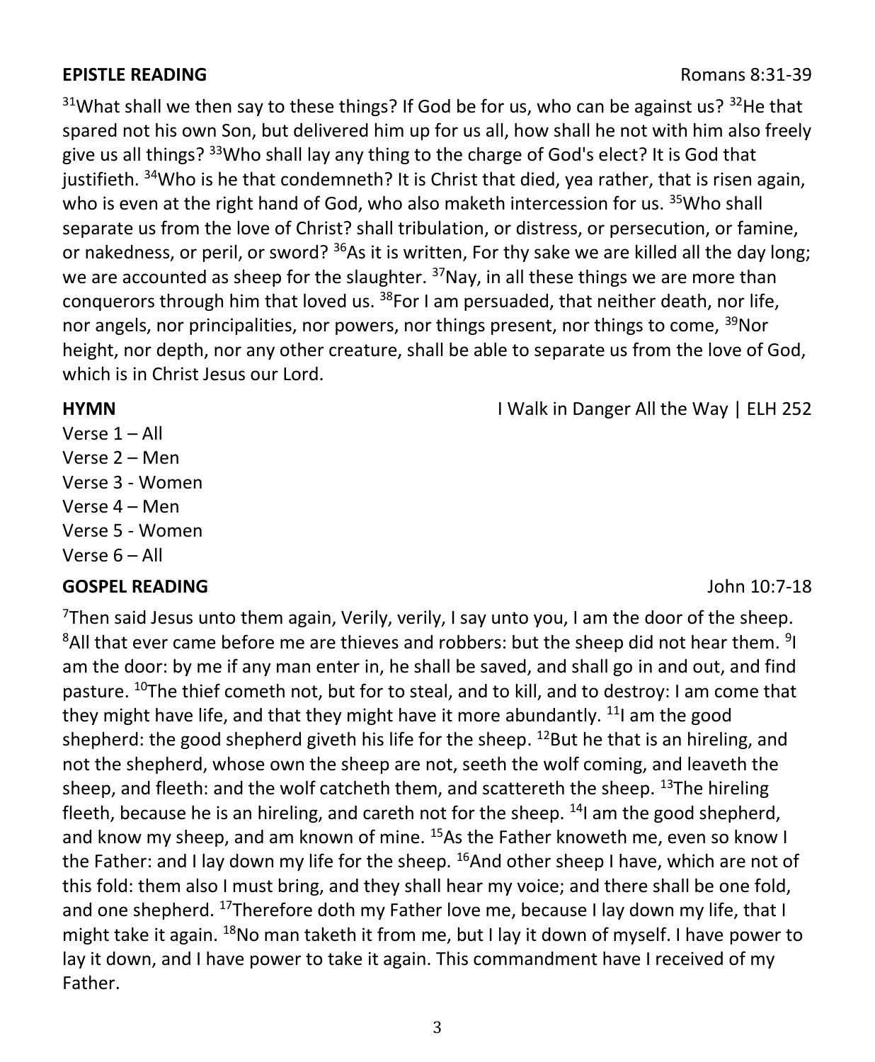**EPISTLE READING** Romans 8:31-39

[31]What shall we then say to these things? If God be for us, who can be against us? [32]He that spared not his own Son, but delivered him up for us all, how shall he not with him also freely give us all things? [33]Who shall lay any thing to the charge of God's elect? It is God that justifieth. [34]Who is he that condemneth? It is Christ that died, yea rather, that is risen again, who is even at the right hand of God, who also maketh intercession for us. [35]Who shall separate us from the love of Christ? shall tribulation, or distress, or persecution, or famine, or nakedness, or peril, or sword? [36]As it is written, For thy sake we are killed all the day long; we are accounted as sheep for the slaughter. [37]Nay, in all these things we are more than conquerors through him that loved us. [38]For I am persuaded, that neither death, nor life, nor angels, nor principalities, nor powers, nor things present, nor things to come, [39]Nor height, nor depth, nor any other creature, shall be able to separate us from the love of God, which is in Christ Jesus our Lord.

**HYMN** I Walk in Danger All the Way | ELH 252

Verse 1 – All
Verse 2 – Men
Verse 3 - Women
Verse 4 – Men
Verse 5 - Women
Verse 6 – All

**GOSPEL READING** John 10:7-18

[7]Then said Jesus unto them again, Verily, verily, I say unto you, I am the door of the sheep. [8]All that ever came before me are thieves and robbers: but the sheep did not hear them. [9]I am the door: by me if any man enter in, he shall be saved, and shall go in and out, and find pasture. [10]The thief cometh not, but for to steal, and to kill, and to destroy: I am come that they might have life, and that they might have it more abundantly. [11]I am the good shepherd: the good shepherd giveth his life for the sheep. [12]But he that is an hireling, and not the shepherd, whose own the sheep are not, seeth the wolf coming, and leaveth the sheep, and fleeth: and the wolf catcheth them, and scattereth the sheep. [13]The hireling fleeth, because he is an hireling, and careth not for the sheep. [14]I am the good shepherd, and know my sheep, and am known of mine. [15]As the Father knoweth me, even so know I the Father: and I lay down my life for the sheep. [16]And other sheep I have, which are not of this fold: them also I must bring, and they shall hear my voice; and there shall be one fold, and one shepherd. [17]Therefore doth my Father love me, because I lay down my life, that I might take it again. [18]No man taketh it from me, but I lay it down of myself. I have power to lay it down, and I have power to take it again. This commandment have I received of my Father.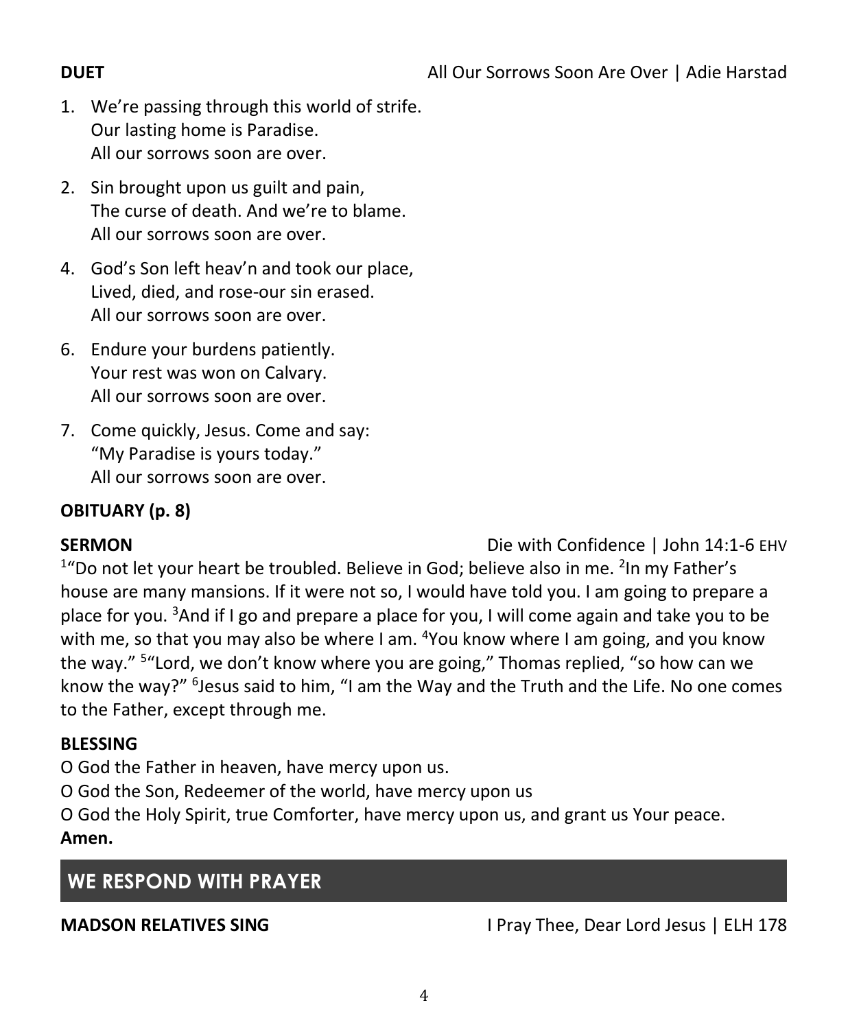**DUET** All Our Sorrows Soon Are Over | Adie Harstad

1. We're passing through this world of strife.
   Our lasting home is Paradise.
   All our sorrows soon are over.

2. Sin brought upon us guilt and pain,
   The curse of death. And we're to blame.
   All our sorrows soon are over.

4. God's Son left heav'n and took our place,
   Lived, died, and rose-our sin erased.
   All our sorrows soon are over.

6. Endure your burdens patiently.
   Your rest was won on Calvary.
   All our sorrows soon are over.

7. Come quickly, Jesus. Come and say:
   "My Paradise is yours today."
   All our sorrows soon are over.

**OBITUARY (p. 8)**

**SERMON** Die with Confidence | John 14:1-6 EHV

[1]"Do not let your heart be troubled. Believe in God; believe also in me. [2]In my Father's house are many mansions. If it were not so, I would have told you. I am going to prepare a place for you. [3]And if I go and prepare a place for you, I will come again and take you to be with me, so that you may also be where I am. [4]You know where I am going, and you know the way." [5]"Lord, we don't know where you are going," Thomas replied, "so how can we know the way?" [6]Jesus said to him, "I am the Way and the Truth and the Life. No one comes to the Father, except through me.

**BLESSING**

O God the Father in heaven, have mercy upon us.
O God the Son, Redeemer of the world, have mercy upon us
O God the Holy Spirit, true Comforter, have mercy upon us, and grant us Your peace.
**Amen.**

## WE RESPOND WITH PRAYER

**MADSON RELATIVES SING** I Pray Thee, Dear Lord Jesus | ELH 178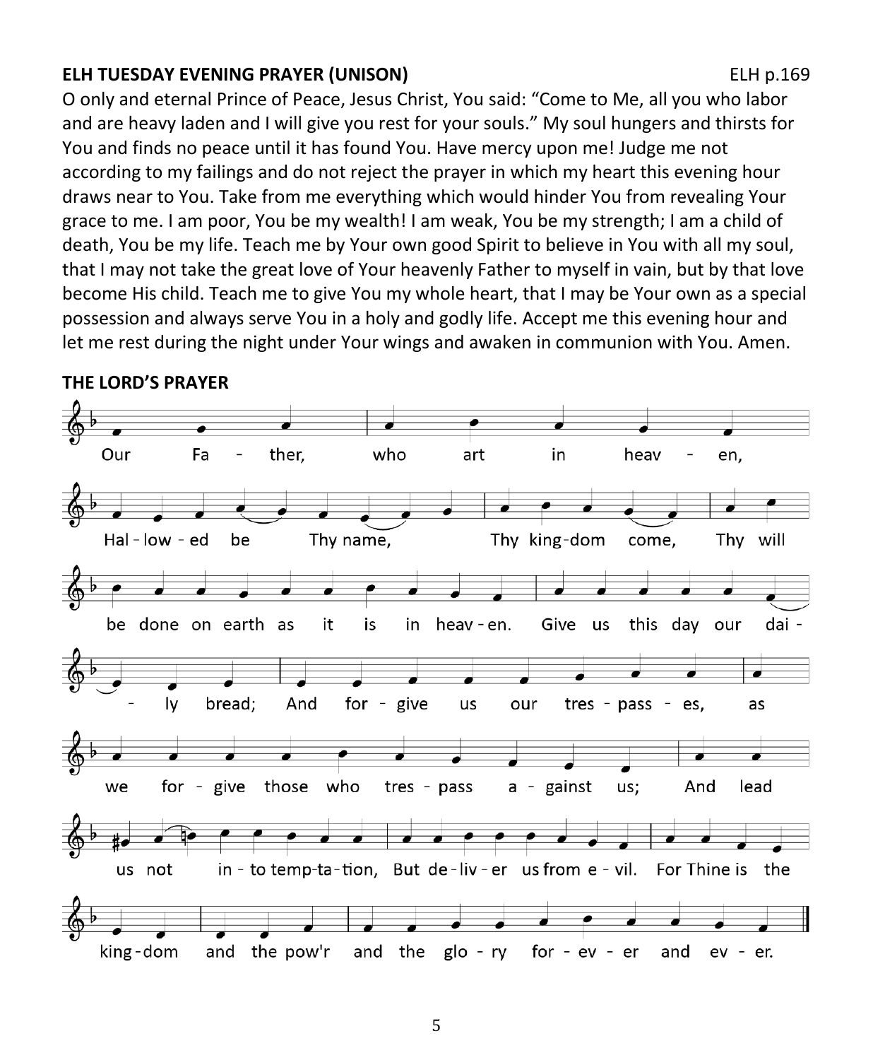**ELH TUESDAY EVENING PRAYER (UNISON)** ELH p.169

O only and eternal Prince of Peace, Jesus Christ, You said: "Come to Me, all you who labor and are heavy laden and I will give you rest for your souls." My soul hungers and thirsts for You and finds no peace until it has found You. Have mercy upon me! Judge me not according to my failings and do not reject the prayer in which my heart this evening hour draws near to You. Take from me everything which would hinder You from revealing Your grace to me. I am poor, You be my wealth! I am weak, You be my strength; I am a child of death, You be my life. Teach me by Your own good Spirit to believe in You with all my soul, that I may not take the great love of Your heavenly Father to myself in vain, but by that love become His child. Teach me to give You my whole heart, that I may be Your own as a special possession and always serve You in a holy and godly life. Accept me this evening hour and let me rest during the night under Your wings and awaken in communion with You. Amen.

**THE LORD'S PRAYER**

Our Fa - ther, who art in heav - en,
Hal - low - ed be Thy name, Thy king-dom come, Thy will
be done on earth as it is in heav - en. Give us this day our dai -
- ly bread; And for - give us our tres - pass - es, as
we for - give those who tres - pass a - gainst us; And lead
us not in - to temp-ta-tion, But de - liv - er us from e - vil. For Thine is the
king-dom and the pow'r and the glo - ry for - ev - er and ev - er.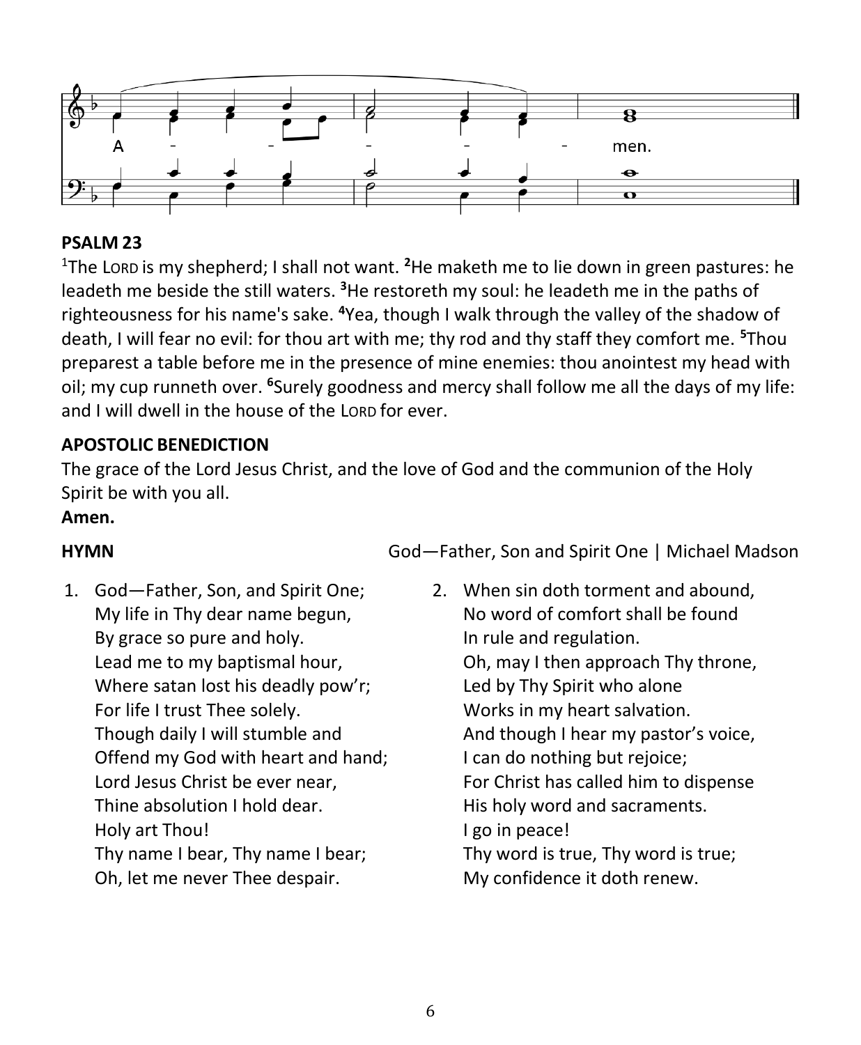A - - - - - men.

**PSALM 23**

[1]The LORD is my shepherd; I shall not want. [2]He maketh me to lie down in green pastures: he leadeth me beside the still waters. [3]He restoreth my soul: he leadeth me in the paths of righteousness for his name's sake. [4]Yea, though I walk through the valley of the shadow of death, I will fear no evil: for thou art with me; thy rod and thy staff they comfort me. [5]Thou preparest a table before me in the presence of mine enemies: thou anointest my head with oil; my cup runneth over. [6]Surely goodness and mercy shall follow me all the days of my life: and I will dwell in the house of the LORD for ever.

**APOSTOLIC BENEDICTION**

The grace of the Lord Jesus Christ, and the love of God and the communion of the Holy Spirit be with you all.

**Amen.**

**HYMN** God—Father, Son and Spirit One | Michael Madson

1. God—Father, Son, and Spirit One;
 My life in Thy dear name begun,
 By grace so pure and holy.
 Lead me to my baptismal hour,
 Where satan lost his deadly pow'r;
 For life I trust Thee solely.
 Though daily I will stumble and
 Offend my God with heart and hand;
 Lord Jesus Christ be ever near,
 Thine absolution I hold dear.
 Holy art Thou!
 Thy name I bear, Thy name I bear;
 Oh, let me never Thee despair.

2. When sin doth torment and abound,
 No word of comfort shall be found
 In rule and regulation.
 Oh, may I then approach Thy throne,
 Led by Thy Spirit who alone
 Works in my heart salvation.
 And though I hear my pastor's voice,
 I can do nothing but rejoice;
 For Christ has called him to dispense
 His holy word and sacraments.
 I go in peace!
 Thy word is true, Thy word is true;
 My confidence it doth renew.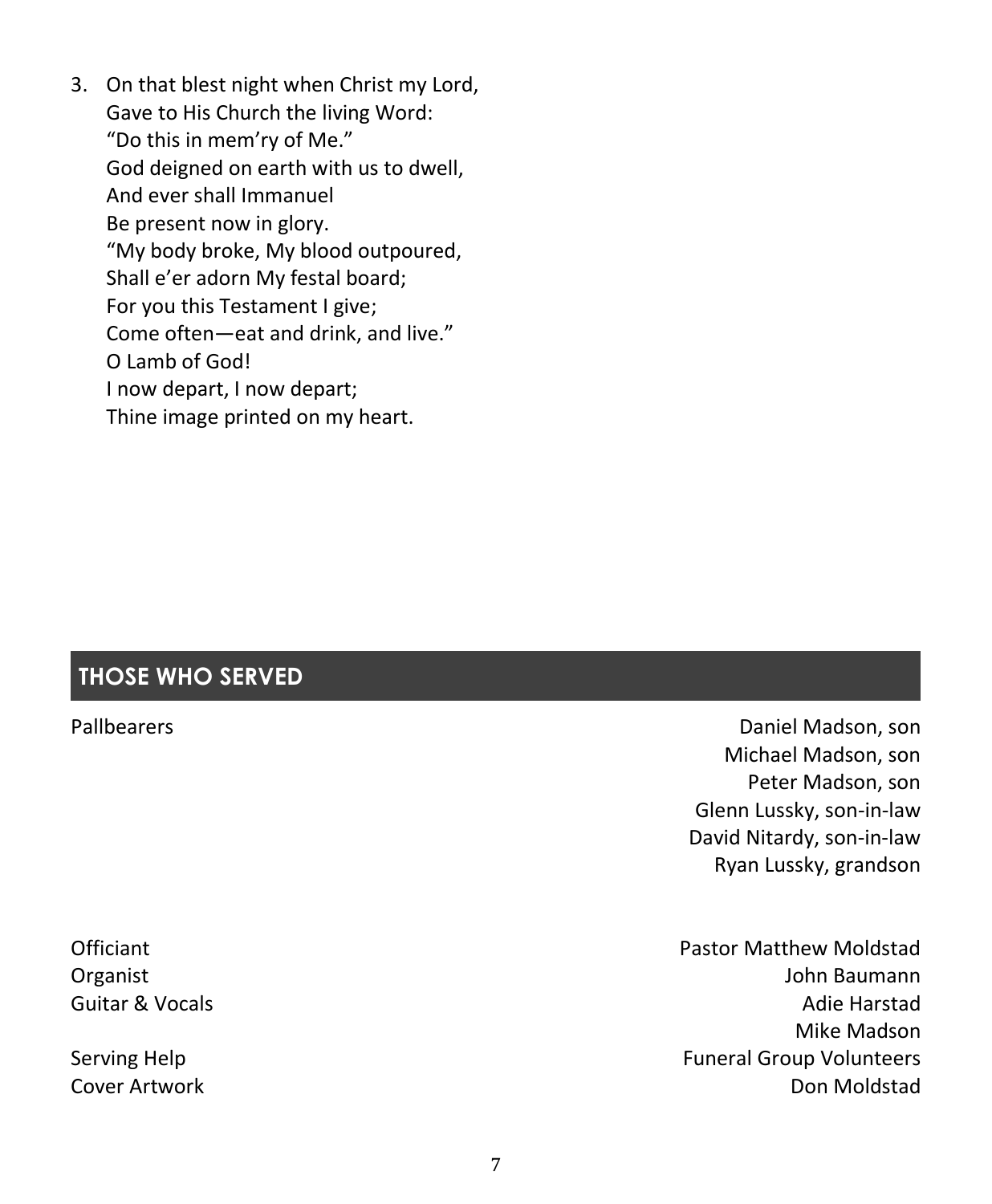3. On that blest night when Christ my Lord,  
   Gave to His Church the living Word:  
   "Do this in mem'ry of Me."  
   God deigned on earth with us to dwell,  
   And ever shall Immanuel  
   Be present now in glory.  
   "My body broke, My blood outpoured,  
   Shall e'er adorn My festal board;  
   For you this Testament I give;  
   Come often—eat and drink, and live."  
   O Lamb of God!  
   I now depart, I now depart;  
   Thine image printed on my heart.

## THOSE WHO SERVED

| | |
|---|---|
| Pallbearers | Daniel Madson, son<br>Michael Madson, son<br>Peter Madson, son<br>Glenn Lussky, son-in-law<br>David Nitardy, son-in-law<br>Ryan Lussky, grandson |
| Officiant | Pastor Matthew Moldstad |
| Organist | John Baumann |
| Guitar & Vocals | Adie Harstad<br>Mike Madson |
| Serving Help | Funeral Group Volunteers |
| Cover Artwork | Don Moldstad |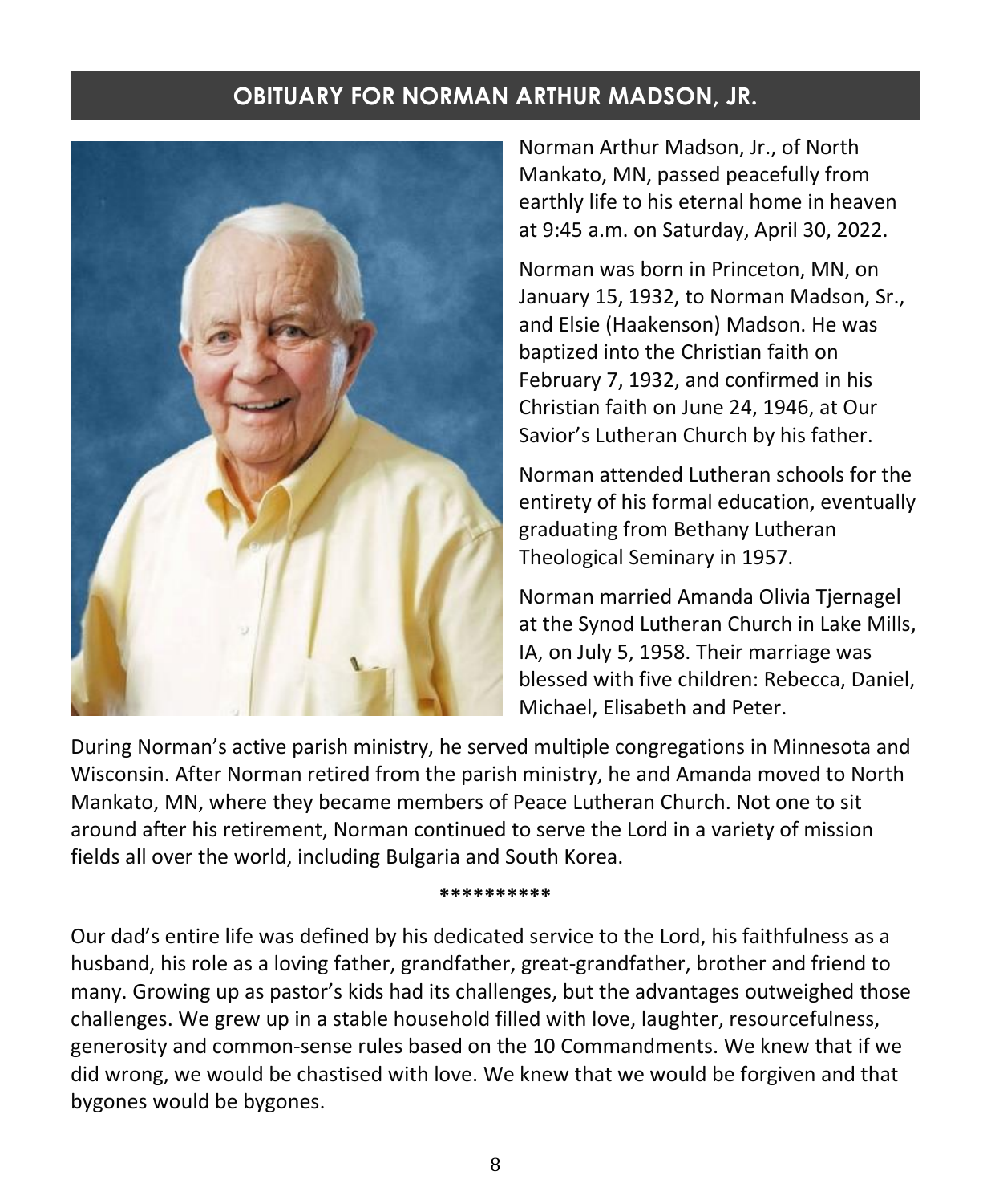## OBITUARY FOR NORMAN ARTHUR MADSON, JR.

Norman Arthur Madson, Jr., of North Mankato, MN, passed peacefully from earthly life to his eternal home in heaven at 9:45 a.m. on Saturday, April 30, 2022.

Norman was born in Princeton, MN, on January 15, 1932, to Norman Madson, Sr., and Elsie (Haakenson) Madson. He was baptized into the Christian faith on February 7, 1932, and confirmed in his Christian faith on June 24, 1946, at Our Savior's Lutheran Church by his father.

Norman attended Lutheran schools for the entirety of his formal education, eventually graduating from Bethany Lutheran Theological Seminary in 1957.

Norman married Amanda Olivia Tjernagel at the Synod Lutheran Church in Lake Mills, IA, on July 5, 1958. Their marriage was blessed with five children: Rebecca, Daniel, Michael, Elisabeth and Peter.

During Norman's active parish ministry, he served multiple congregations in Minnesota and Wisconsin. After Norman retired from the parish ministry, he and Amanda moved to North Mankato, MN, where they became members of Peace Lutheran Church. Not one to sit around after his retirement, Norman continued to serve the Lord in a variety of mission fields all over the world, including Bulgaria and South Korea.

**********

Our dad's entire life was defined by his dedicated service to the Lord, his faithfulness as a husband, his role as a loving father, grandfather, great-grandfather, brother and friend to many. Growing up as pastor's kids had its challenges, but the advantages outweighed those challenges. We grew up in a stable household filled with love, laughter, resourcefulness, generosity and common-sense rules based on the 10 Commandments. We knew that if we did wrong, we would be chastised with love. We knew that we would be forgiven and that bygones would be bygones.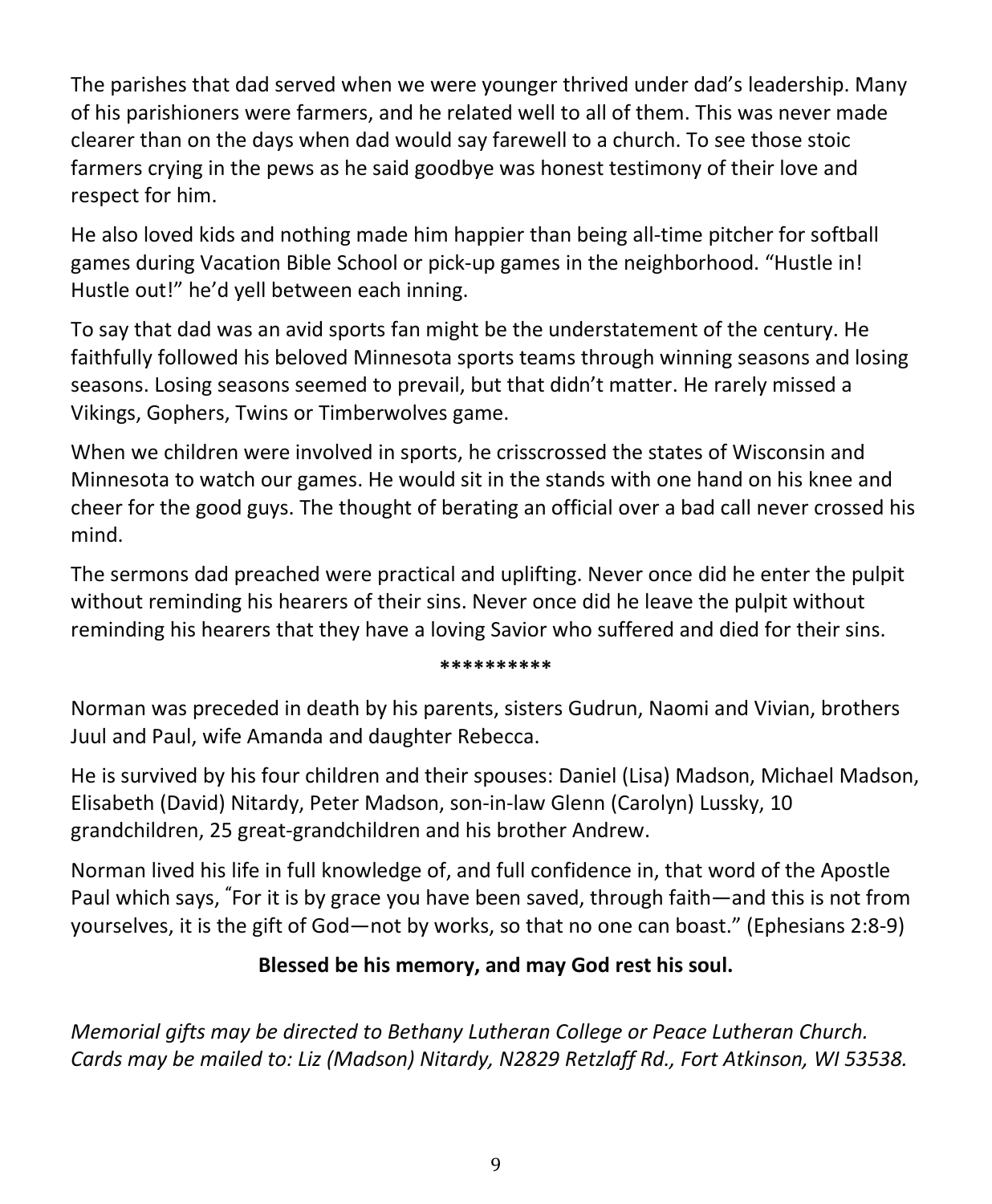The parishes that dad served when we were younger thrived under dad's leadership. Many of his parishioners were farmers, and he related well to all of them. This was never made clearer than on the days when dad would say farewell to a church. To see those stoic farmers crying in the pews as he said goodbye was honest testimony of their love and respect for him.

He also loved kids and nothing made him happier than being all-time pitcher for softball games during Vacation Bible School or pick-up games in the neighborhood. "Hustle in! Hustle out!" he'd yell between each inning.

To say that dad was an avid sports fan might be the understatement of the century. He faithfully followed his beloved Minnesota sports teams through winning seasons and losing seasons. Losing seasons seemed to prevail, but that didn't matter. He rarely missed a Vikings, Gophers, Twins or Timberwolves game.

When we children were involved in sports, he crisscrossed the states of Wisconsin and Minnesota to watch our games. He would sit in the stands with one hand on his knee and cheer for the good guys. The thought of berating an official over a bad call never crossed his mind.

The sermons dad preached were practical and uplifting. Never once did he enter the pulpit without reminding his hearers of their sins. Never once did he leave the pulpit without reminding his hearers that they have a loving Savior who suffered and died for their sins.

\*\*\*\*\*\*\*\*\*\*

Norman was preceded in death by his parents, sisters Gudrun, Naomi and Vivian, brothers Juul and Paul, wife Amanda and daughter Rebecca.

He is survived by his four children and their spouses: Daniel (Lisa) Madson, Michael Madson, Elisabeth (David) Nitardy, Peter Madson, son-in-law Glenn (Carolyn) Lussky, 10 grandchildren, 25 great-grandchildren and his brother Andrew.

Norman lived his life in full knowledge of, and full confidence in, that word of the Apostle Paul which says, "For it is by grace you have been saved, through faith—and this is not from yourselves, it is the gift of God—not by works, so that no one can boast." (Ephesians 2:8-9)

**Blessed be his memory, and may God rest his soul.**

*Memorial gifts may be directed to Bethany Lutheran College or Peace Lutheran Church. Cards may be mailed to: Liz (Madson) Nitardy, N2829 Retzlaff Rd., Fort Atkinson, WI 53538.*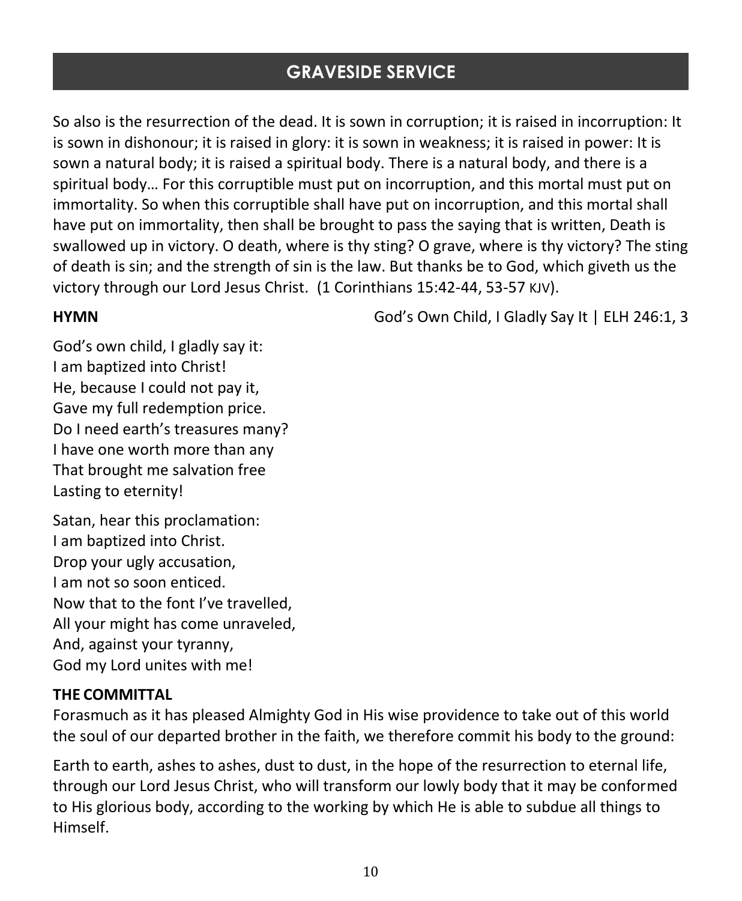## GRAVESIDE SERVICE

So also is the resurrection of the dead. It is sown in corruption; it is raised in incorruption: It is sown in dishonour; it is raised in glory: it is sown in weakness; it is raised in power: It is sown a natural body; it is raised a spiritual body. There is a natural body, and there is a spiritual body… For this corruptible must put on incorruption, and this mortal must put on immortality. So when this corruptible shall have put on incorruption, and this mortal shall have put on immortality, then shall be brought to pass the saying that is written, Death is swallowed up in victory. O death, where is thy sting? O grave, where is thy victory? The sting of death is sin; and the strength of sin is the law. But thanks be to God, which giveth us the victory through our Lord Jesus Christ. (1 Corinthians 15:42-44, 53-57 KJV).

**HYMN** God's Own Child, I Gladly Say It | ELH 246:1, 3

God's own child, I gladly say it:  
I am baptized into Christ!  
He, because I could not pay it,  
Gave my full redemption price.  
Do I need earth's treasures many?  
I have one worth more than any  
That brought me salvation free  
Lasting to eternity!

Satan, hear this proclamation:  
I am baptized into Christ.  
Drop your ugly accusation,  
I am not so soon enticed.  
Now that to the font I've travelled,  
All your might has come unraveled,  
And, against your tyranny,  
God my Lord unites with me!

**THE COMMITTAL**

Forasmuch as it has pleased Almighty God in His wise providence to take out of this world the soul of our departed brother in the faith, we therefore commit his body to the ground:

Earth to earth, ashes to ashes, dust to dust, in the hope of the resurrection to eternal life, through our Lord Jesus Christ, who will transform our lowly body that it may be conformed to His glorious body, according to the working by which He is able to subdue all things to Himself.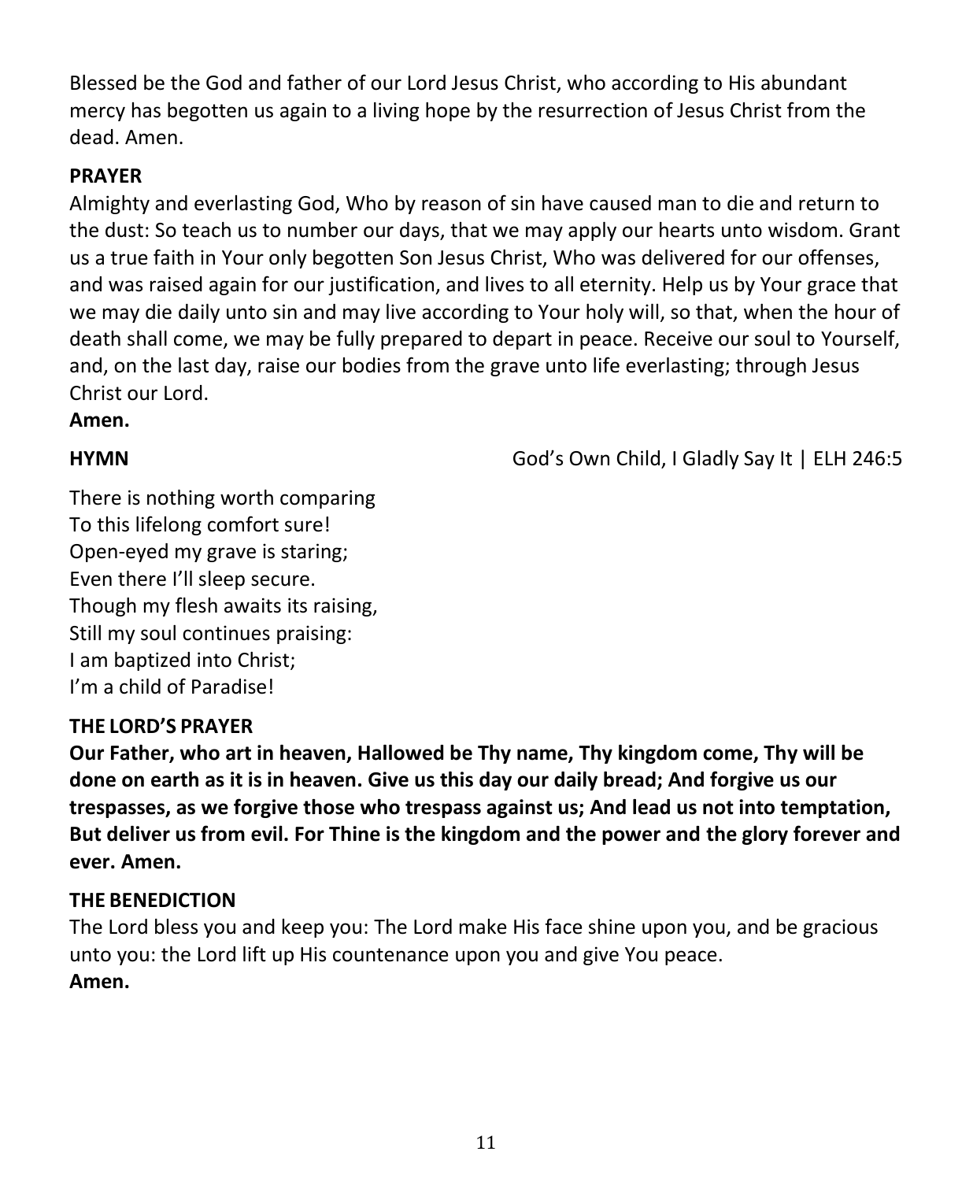Blessed be the God and father of our Lord Jesus Christ, who according to His abundant mercy has begotten us again to a living hope by the resurrection of Jesus Christ from the dead. Amen.

**PRAYER**

Almighty and everlasting God, Who by reason of sin have caused man to die and return to the dust: So teach us to number our days, that we may apply our hearts unto wisdom. Grant us a true faith in Your only begotten Son Jesus Christ, Who was delivered for our offenses, and was raised again for our justification, and lives to all eternity. Help us by Your grace that we may die daily unto sin and may live according to Your holy will, so that, when the hour of death shall come, we may be fully prepared to depart in peace. Receive our soul to Yourself, and, on the last day, raise our bodies from the grave unto life everlasting; through Jesus Christ our Lord.

**Amen.**

**HYMN** God's Own Child, I Gladly Say It | ELH 246:5

There is nothing worth comparing
To this lifelong comfort sure!
Open-eyed my grave is staring;
Even there I'll sleep secure.
Though my flesh awaits its raising,
Still my soul continues praising:
I am baptized into Christ;
I'm a child of Paradise!

**THE LORD'S PRAYER**

**Our Father, who art in heaven, Hallowed be Thy name, Thy kingdom come, Thy will be done on earth as it is in heaven. Give us this day our daily bread; And forgive us our trespasses, as we forgive those who trespass against us; And lead us not into temptation, But deliver us from evil. For Thine is the kingdom and the power and the glory forever and ever. Amen.**

**THE BENEDICTION**

The Lord bless you and keep you: The Lord make His face shine upon you, and be gracious unto you: the Lord lift up His countenance upon you and give You peace.

**Amen.**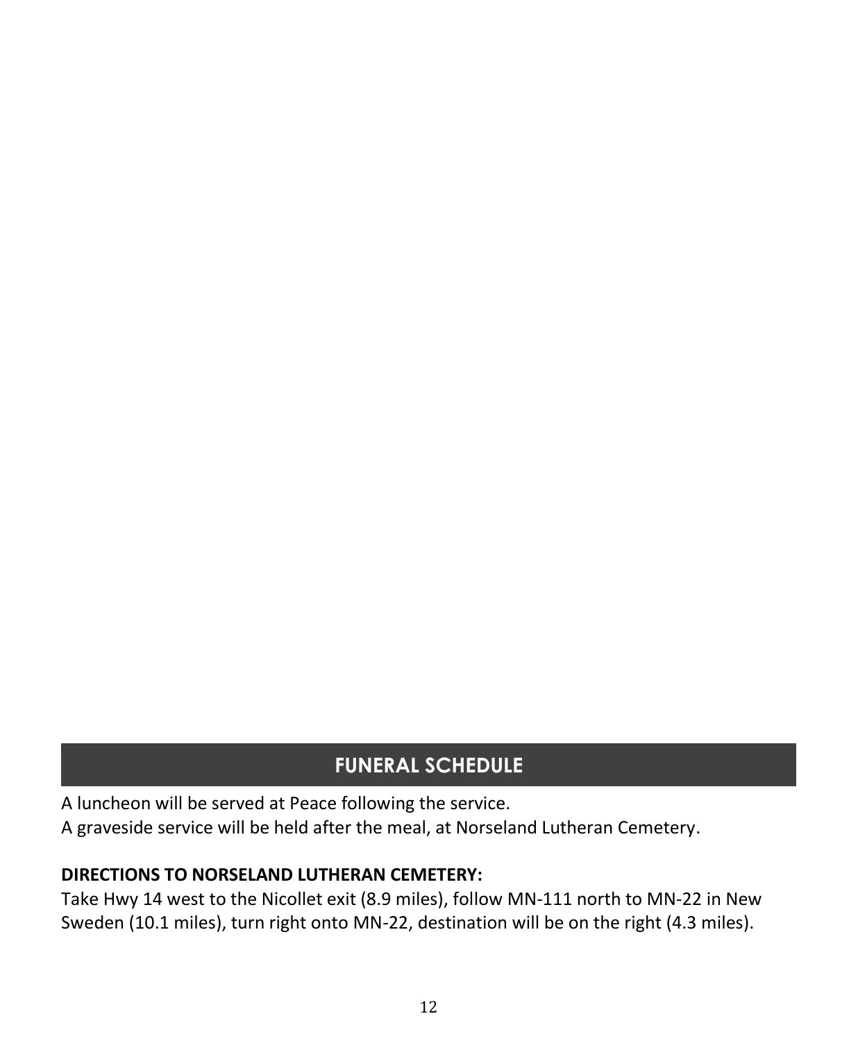## FUNERAL SCHEDULE

A luncheon will be served at Peace following the service.
A graveside service will be held after the meal, at Norseland Lutheran Cemetery.

**DIRECTIONS TO NORSELAND LUTHERAN CEMETERY:**
Take Hwy 14 west to the Nicollet exit (8.9 miles), follow MN-111 north to MN-22 in New Sweden (10.1 miles), turn right onto MN-22, destination will be on the right (4.3 miles).